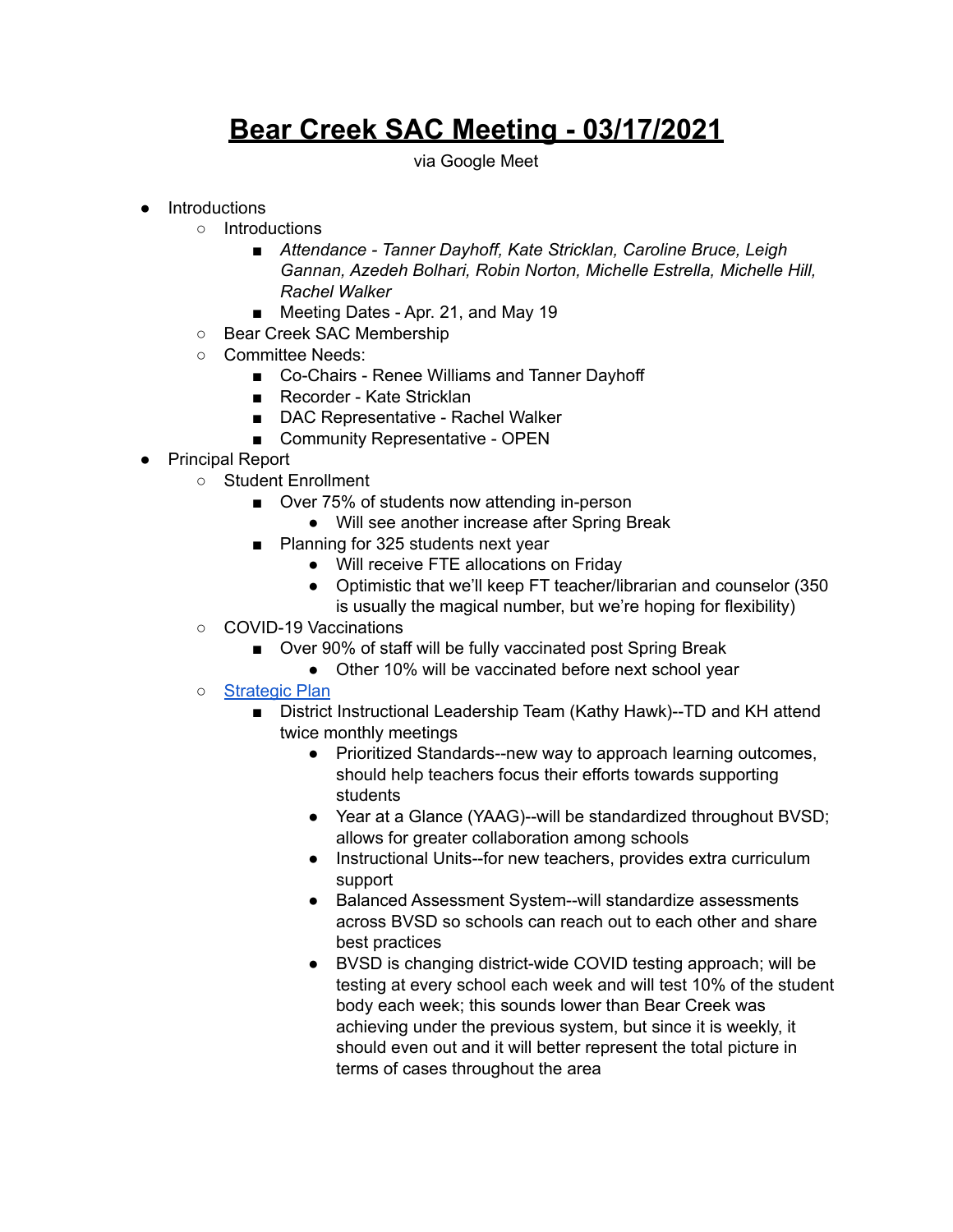# **Bear Creek SAC Meeting - 03/17/2021**

via Google Meet

- Introductions
  - Introductions
    - *Attendance - Tanner Dayhoff, Kate Stricklan, Caroline Bruce, Leigh Gannan, Azedeh Bolhari, Robin Norton, Michelle Estrella, Michelle Hill, Rachel Walker*
    - Meeting Dates - Apr. 21, and May 19
  - Bear Creek SAC Membership
  - Committee Needs:
    - Co-Chairs - Renee Williams and Tanner Dayhoff
    - Recorder - Kate Stricklan
    - DAC Representative - Rachel Walker
    - Community Representative - OPEN
- Principal Report
  - Student Enrollment
    - Over 75% of students now attending in-person
      - Will see another increase after Spring Break
    - Planning for 325 students next year
      - Will receive FTE allocations on Friday
      - Optimistic that we'll keep FT teacher/librarian and counselor (350 is usually the magical number, but we're hoping for flexibility)
  - COVID-19 Vaccinations
    - Over 90% of staff will be fully vaccinated post Spring Break
      - Other 10% will be vaccinated before next school year
  - Strategic Plan
    - District Instructional Leadership Team (Kathy Hawk)--TD and KH attend twice monthly meetings
      - Prioritized Standards--new way to approach learning outcomes, should help teachers focus their efforts towards supporting students
      - Year at a Glance (YAAG)--will be standardized throughout BVSD; allows for greater collaboration among schools
      - Instructional Units--for new teachers, provides extra curriculum support
      - Balanced Assessment System--will standardize assessments across BVSD so schools can reach out to each other and share best practices
      - BVSD is changing district-wide COVID testing approach; will be testing at every school each week and will test 10% of the student body each week; this sounds lower than Bear Creek was achieving under the previous system, but since it is weekly, it should even out and it will better represent the total picture in terms of cases throughout the area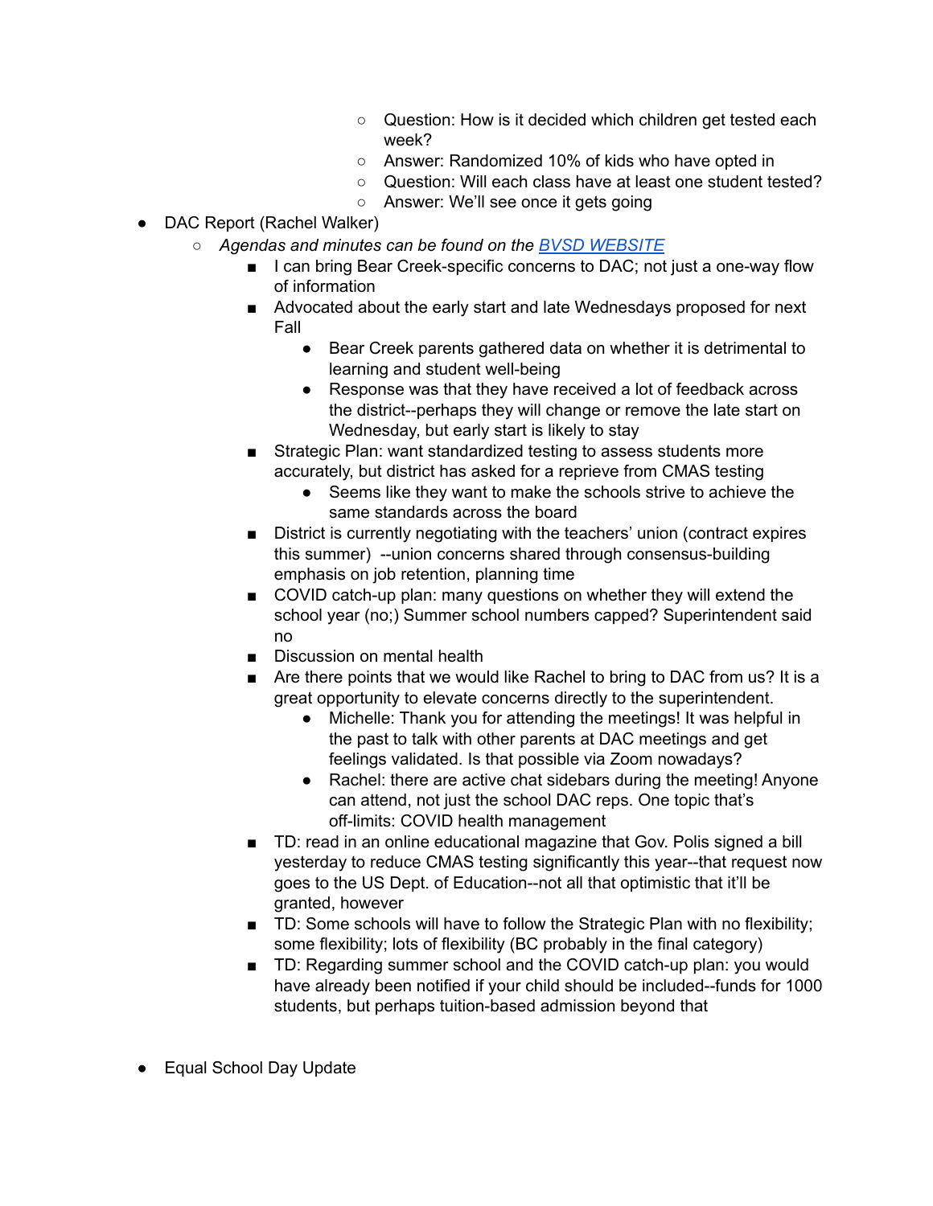- Question: How is it decided which children get tested each week?
        - Answer: Randomized 10% of kids who have opted in
        - Question: Will each class have at least one student tested?
        - Answer: We'll see once it gets going

- DAC Report (Rachel Walker)
    - *Agendas and minutes can be found on the [BVSD WEBSITE]()*
        - I can bring Bear Creek-specific concerns to DAC; not just a one-way flow of information
        - Advocated about the early start and late Wednesdays proposed for next Fall
            - Bear Creek parents gathered data on whether it is detrimental to learning and student well-being
            - Response was that they have received a lot of feedback across the district--perhaps they will change or remove the late start on Wednesday, but early start is likely to stay
        - Strategic Plan: want standardized testing to assess students more accurately, but district has asked for a reprieve from CMAS testing
            - Seems like they want to make the schools strive to achieve the same standards across the board
        - District is currently negotiating with the teachers' union (contract expires this summer) --union concerns shared through consensus-building emphasis on job retention, planning time
        - COVID catch-up plan: many questions on whether they will extend the school year (no;) Summer school numbers capped? Superintendent said no
        - Discussion on mental health
        - Are there points that we would like Rachel to bring to DAC from us? It is a great opportunity to elevate concerns directly to the superintendent.
            - Michelle: Thank you for attending the meetings! It was helpful in the past to talk with other parents at DAC meetings and get feelings validated. Is that possible via Zoom nowadays?
            - Rachel: there are active chat sidebars during the meeting! Anyone can attend, not just the school DAC reps. One topic that's off-limits: COVID health management
        - TD: read in an online educational magazine that Gov. Polis signed a bill yesterday to reduce CMAS testing significantly this year--that request now goes to the US Dept. of Education--not all that optimistic that it'll be granted, however
        - TD: Some schools will have to follow the Strategic Plan with no flexibility; some flexibility; lots of flexibility (BC probably in the final category)
        - TD: Regarding summer school and the COVID catch-up plan: you would have already been notified if your child should be included--funds for 1000 students, but perhaps tuition-based admission beyond that

- Equal School Day Update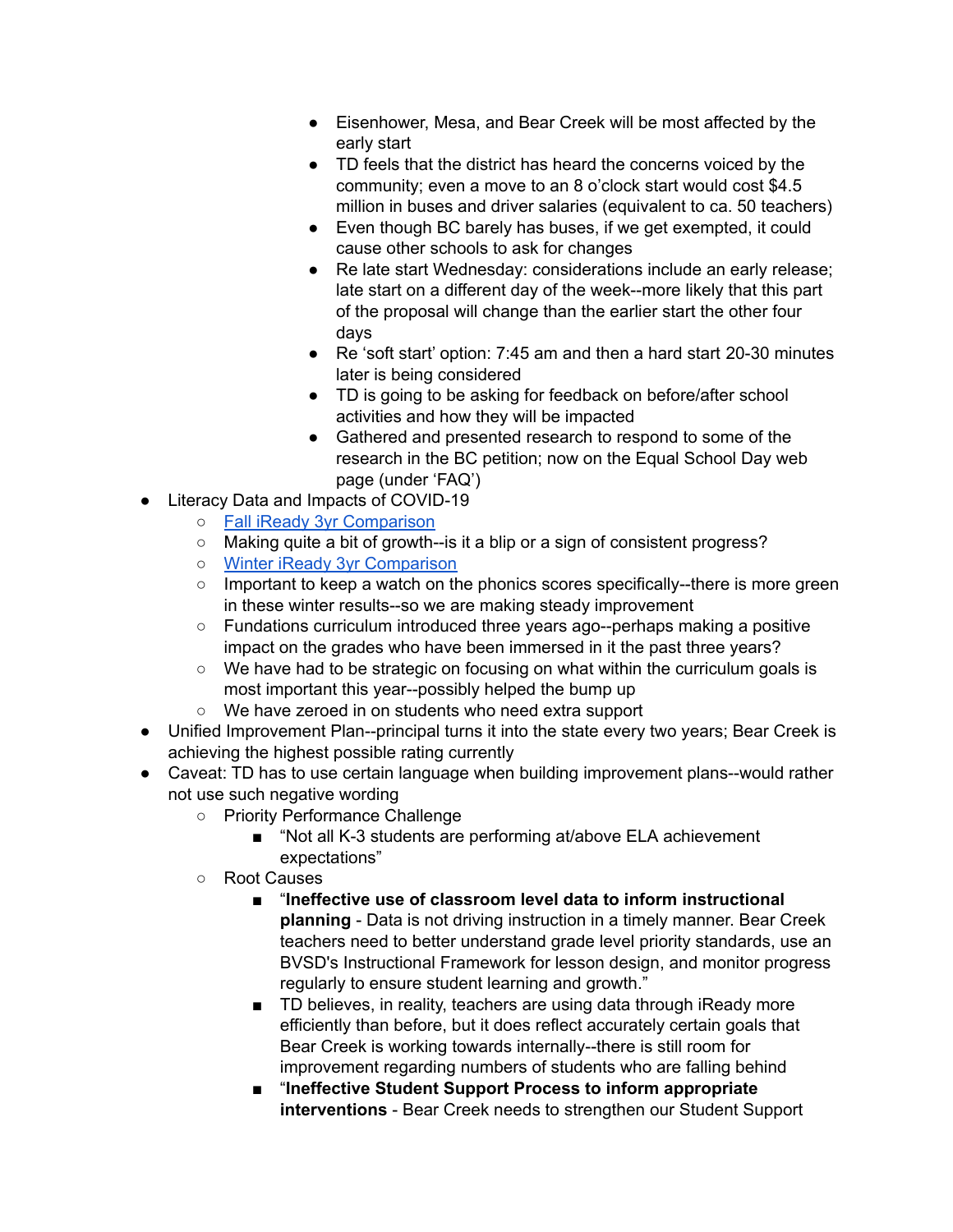- Eisenhower, Mesa, and Bear Creek will be most affected by the early start
    - TD feels that the district has heard the concerns voiced by the community; even a move to an 8 o'clock start would cost $4.5 million in buses and driver salaries (equivalent to ca. 50 teachers)
    - Even though BC barely has buses, if we get exempted, it could cause other schools to ask for changes
    - Re late start Wednesday: considerations include an early release; late start on a different day of the week--more likely that this part of the proposal will change than the earlier start the other four days
    - Re 'soft start' option: 7:45 am and then a hard start 20-30 minutes later is being considered
    - TD is going to be asking for feedback on before/after school activities and how they will be impacted
    - Gathered and presented research to respond to some of the research in the BC petition; now on the Equal School Day web page (under 'FAQ')
- Literacy Data and Impacts of COVID-19
    - [Fall iReady 3yr Comparison]
    - Making quite a bit of growth--is it a blip or a sign of consistent progress?
    - [Winter iReady 3yr Comparison]
    - Important to keep a watch on the phonics scores specifically--there is more green in these winter results--so we are making steady improvement
    - Fundations curriculum introduced three years ago--perhaps making a positive impact on the grades who have been immersed in it the past three years?
    - We have had to be strategic on focusing on what within the curriculum goals is most important this year--possibly helped the bump up
    - We have zeroed in on students who need extra support
- Unified Improvement Plan--principal turns it into the state every two years; Bear Creek is achieving the highest possible rating currently
- Caveat: TD has to use certain language when building improvement plans--would rather not use such negative wording
    - Priority Performance Challenge
        - "Not all K-3 students are performing at/above ELA achievement expectations"
    - Root Causes
        - "**Ineffective use of classroom level data to inform instructional planning** - Data is not driving instruction in a timely manner. Bear Creek teachers need to better understand grade level priority standards, use an BVSD's Instructional Framework for lesson design, and monitor progress regularly to ensure student learning and growth."
        - TD believes, in reality, teachers are using data through iReady more efficiently than before, but it does reflect accurately certain goals that Bear Creek is working towards internally--there is still room for improvement regarding numbers of students who are falling behind
        - "**Ineffective Student Support Process to inform appropriate interventions** - Bear Creek needs to strengthen our Student Support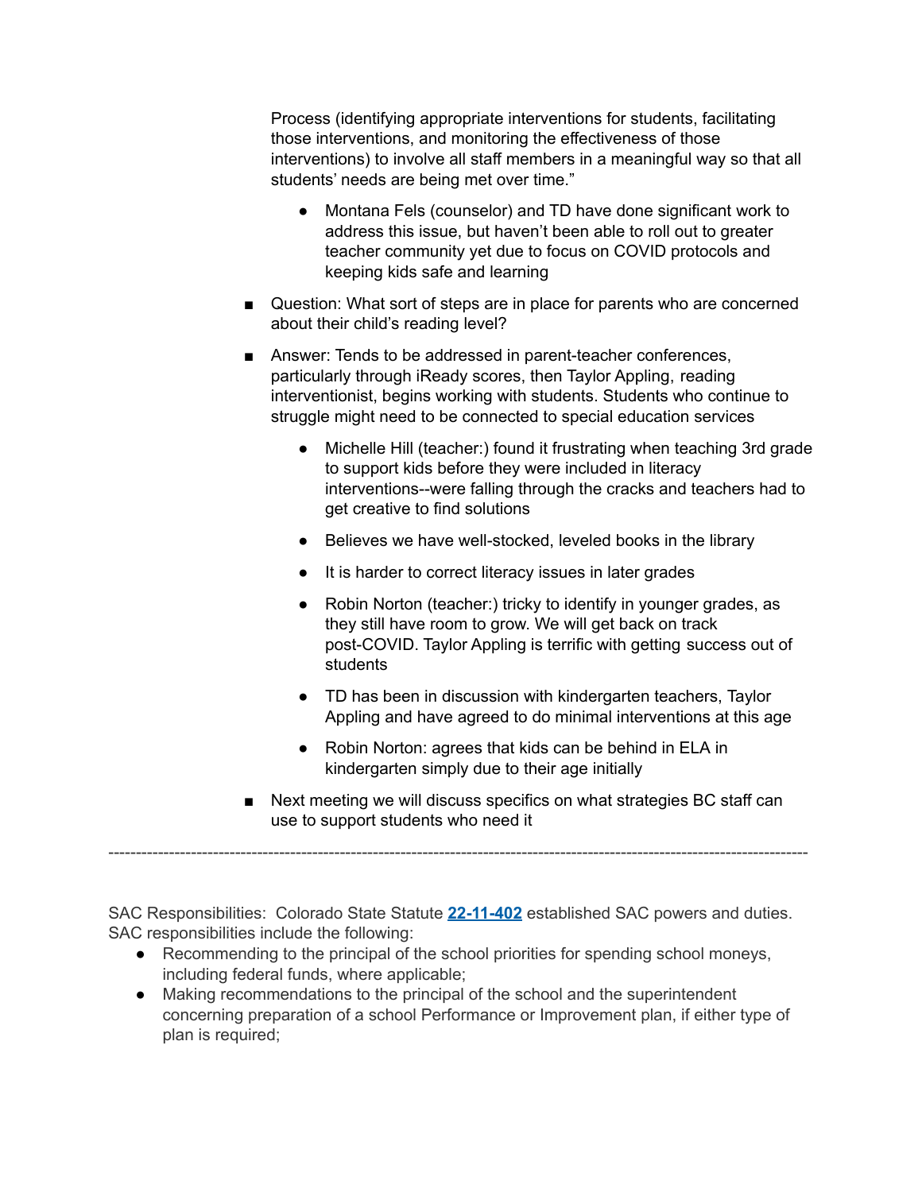Process (identifying appropriate interventions for students, facilitating those interventions, and monitoring the effectiveness of those interventions) to involve all staff members in a meaningful way so that all students' needs are being met over time."

    - Montana Fels (counselor) and TD have done significant work to address this issue, but haven't been able to roll out to greater teacher community yet due to focus on COVID protocols and keeping kids safe and learning

- Question: What sort of steps are in place for parents who are concerned about their child's reading level?
- Answer: Tends to be addressed in parent-teacher conferences, particularly through iReady scores, then Taylor Appling, reading interventionist, begins working with students. Students who continue to struggle might need to be connected to special education services
    - Michelle Hill (teacher:) found it frustrating when teaching 3rd grade to support kids before they were included in literacy interventions--were falling through the cracks and teachers had to get creative to find solutions
    - Believes we have well-stocked, leveled books in the library
    - It is harder to correct literacy issues in later grades
    - Robin Norton (teacher:) tricky to identify in younger grades, as they still have room to grow. We will get back on track post-COVID. Taylor Appling is terrific with getting success out of students
    - TD has been in discussion with kindergarten teachers, Taylor Appling and have agreed to do minimal interventions at this age
    - Robin Norton: agrees that kids can be behind in ELA in kindergarten simply due to their age initially
- Next meeting we will discuss specifics on what strategies BC staff can use to support students who need it

---

SAC Responsibilities: Colorado State Statute **22-11-402** established SAC powers and duties. SAC responsibilities include the following:

- Recommending to the principal of the school priorities for spending school moneys, including federal funds, where applicable;
- Making recommendations to the principal of the school and the superintendent concerning preparation of a school Performance or Improvement plan, if either type of plan is required;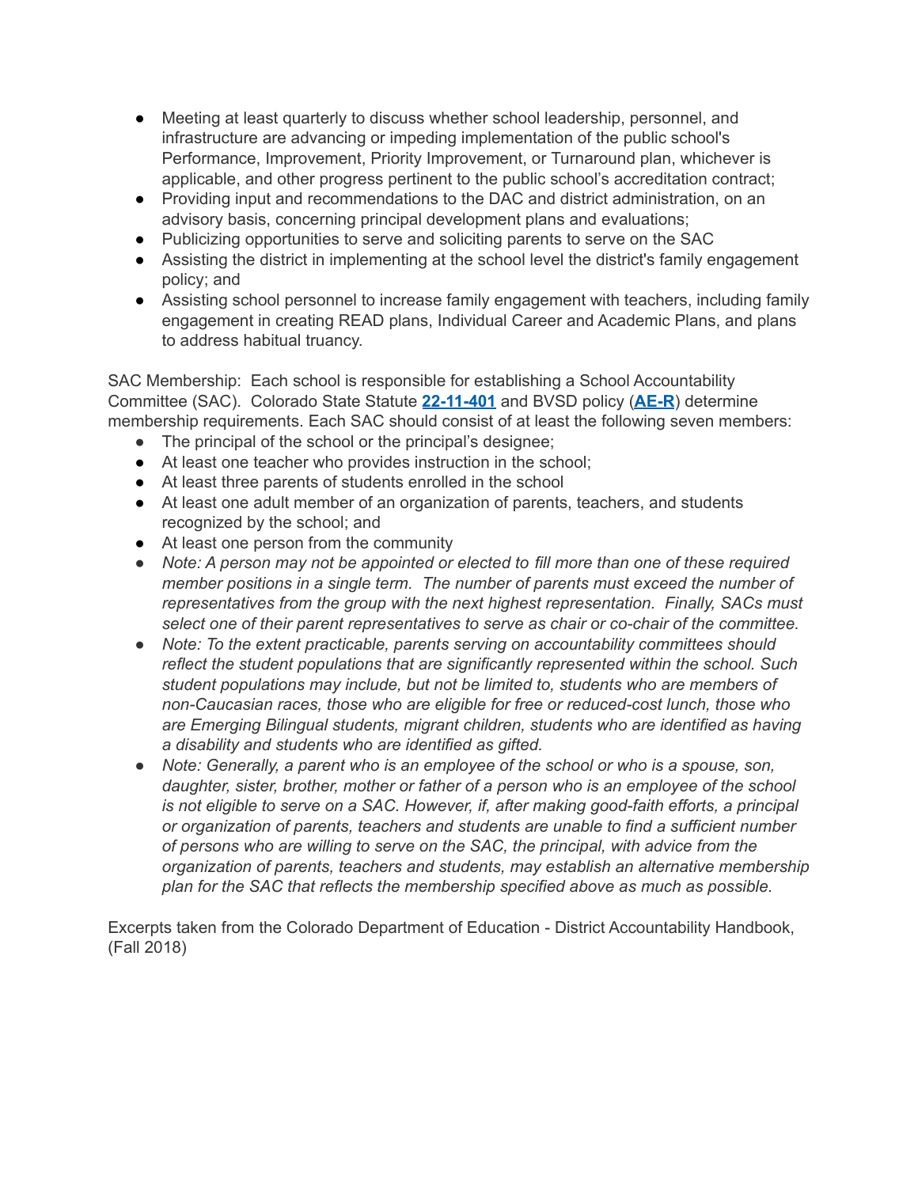- Meeting at least quarterly to discuss whether school leadership, personnel, and infrastructure are advancing or impeding implementation of the public school's Performance, Improvement, Priority Improvement, or Turnaround plan, whichever is applicable, and other progress pertinent to the public school's accreditation contract;
- Providing input and recommendations to the DAC and district administration, on an advisory basis, concerning principal development plans and evaluations;
- Publicizing opportunities to serve and soliciting parents to serve on the SAC
- Assisting the district in implementing at the school level the district's family engagement policy; and
- Assisting school personnel to increase family engagement with teachers, including family engagement in creating READ plans, Individual Career and Academic Plans, and plans to address habitual truancy.

SAC Membership: Each school is responsible for establishing a School Accountability Committee (SAC). Colorado State Statute **22-11-401** and BVSD policy (**AE-R**) determine membership requirements. Each SAC should consist of at least the following seven members:

- The principal of the school or the principal's designee;
- At least one teacher who provides instruction in the school;
- At least three parents of students enrolled in the school
- At least one adult member of an organization of parents, teachers, and students recognized by the school; and
- At least one person from the community
- *Note: A person may not be appointed or elected to fill more than one of these required member positions in a single term. The number of parents must exceed the number of representatives from the group with the next highest representation. Finally, SACs must select one of their parent representatives to serve as chair or co-chair of the committee.*
- *Note: To the extent practicable, parents serving on accountability committees should reflect the student populations that are significantly represented within the school. Such student populations may include, but not be limited to, students who are members of non-Caucasian races, those who are eligible for free or reduced-cost lunch, those who are Emerging Bilingual students, migrant children, students who are identified as having a disability and students who are identified as gifted.*
- *Note: Generally, a parent who is an employee of the school or who is a spouse, son, daughter, sister, brother, mother or father of a person who is an employee of the school is not eligible to serve on a SAC. However, if, after making good-faith efforts, a principal or organization of parents, teachers and students are unable to find a sufficient number of persons who are willing to serve on the SAC, the principal, with advice from the organization of parents, teachers and students, may establish an alternative membership plan for the SAC that reflects the membership specified above as much as possible.*

Excerpts taken from the Colorado Department of Education - District Accountability Handbook, (Fall 2018)